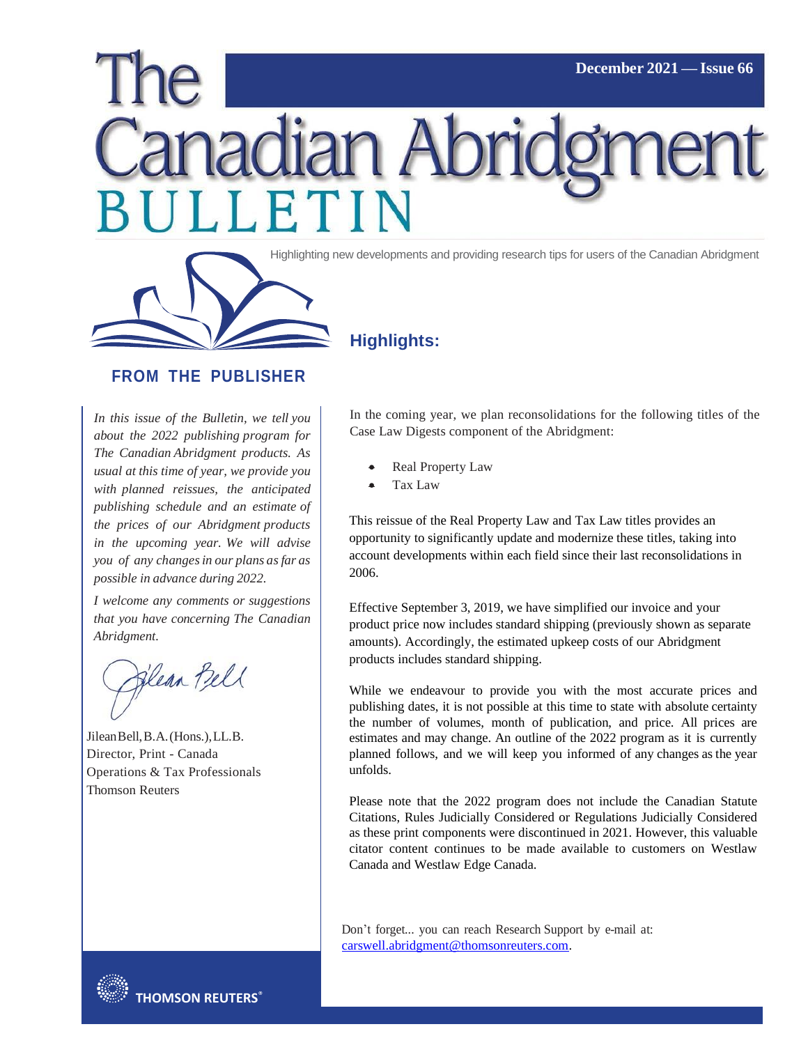December 2021 — Issue 66

# The Canadian Abridgment BULLETIN

Highlighting new developments and providing research tips for users of the Canadian Abridgment

## FROM THE PUBLISHER

*In this issue of the Bulletin, we tell you about the 2022 publishing program for The Canadian Abridgment products. As usual at this time of year, we provide you with planned reissues, the anticipated publishing schedule and an estimate of the prices of our Abridgment products in the upcoming year. We will advise you of any changes in our plans as far as possible in advance during 2022.*

*I welcome any comments or suggestions that you have concerning The Canadian Abridgment.*

Jilean Bell, B.A. (Hons.), LL.B.
Director, Print - Canada
Operations & Tax Professionals
Thomson Reuters

## Highlights:

In the coming year, we plan reconsolidations for the following titles of the Case Law Digests component of the Abridgment:

- Real Property Law
- Tax Law

This reissue of the Real Property Law and Tax Law titles provides an opportunity to significantly update and modernize these titles, taking into account developments within each field since their last reconsolidations in 2006.

Effective September 3, 2019, we have simplified our invoice and your product price now includes standard shipping (previously shown as separate amounts). Accordingly, the estimated upkeep costs of our Abridgment products includes standard shipping.

While we endeavour to provide you with the most accurate prices and publishing dates, it is not possible at this time to state with absolute certainty the number of volumes, month of publication, and price. All prices are estimates and may change. An outline of the 2022 program as it is currently planned follows, and we will keep you informed of any changes as the year unfolds.

Please note that the 2022 program does not include the Canadian Statute Citations, Rules Judicially Considered or Regulations Judicially Considered as these print components were discontinued in 2021. However, this valuable citator content continues to be made available to customers on Westlaw Canada and Westlaw Edge Canada.

Don't forget... you can reach Research Support by e-mail at: carswell.abridgment@thomsonreuters.com.

THOMSON REUTERS®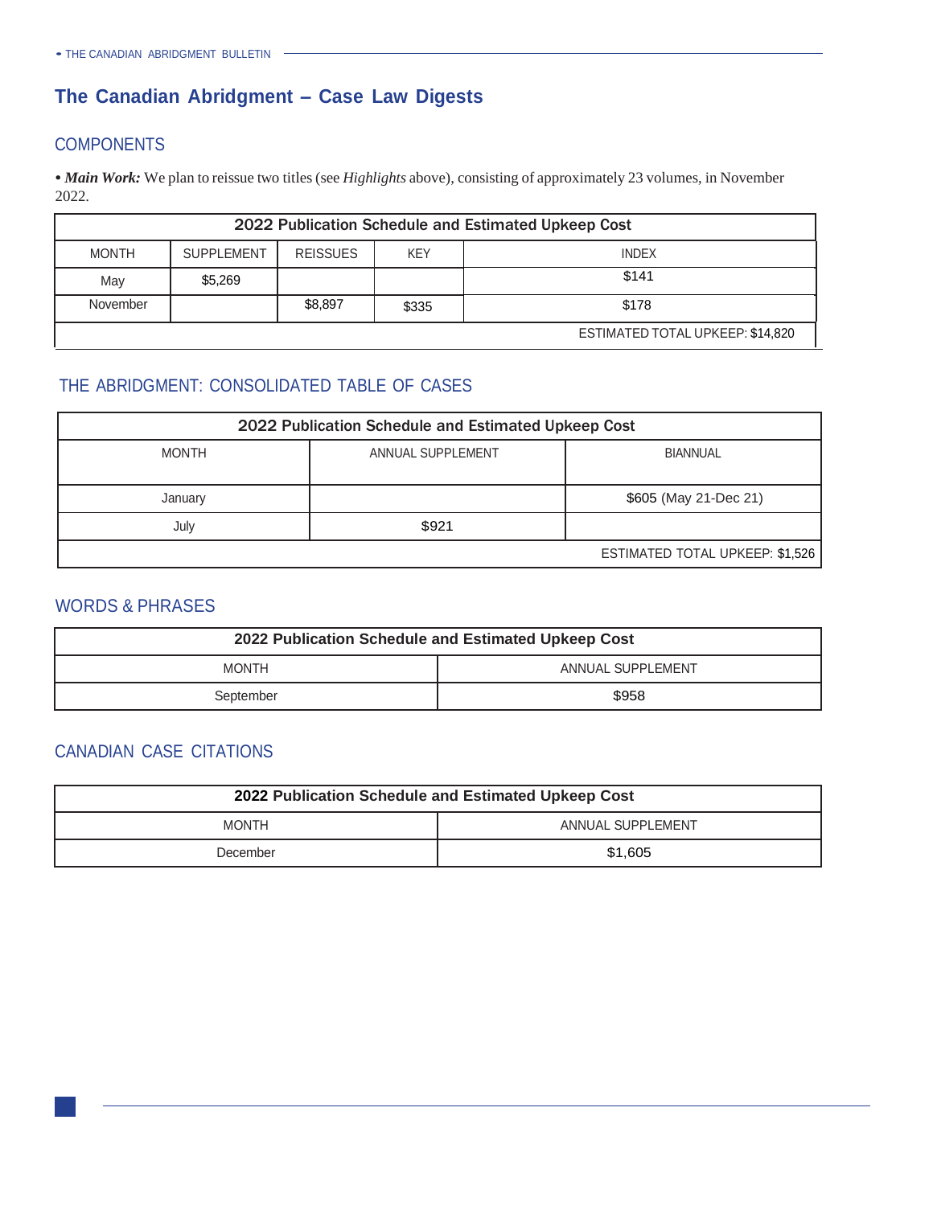## The Canadian Abridgment – Case Law Digests

### COMPONENTS

• ***Main Work:*** We plan to reissue two titles (see *Highlights* above), consisting of approximately 23 volumes, in November 2022.

| 2022 Publication Schedule and Estimated Upkeep Cost | | | | |
|---|---|---|---|---|
| MONTH | SUPPLEMENT | REISSUES | KEY | INDEX |
| May | $5,269 | | | $141 |
| November | | $8,897 | $335 | $178 |
| | | | | ESTIMATED TOTAL UPKEEP: $14,820 |

### THE ABRIDGMENT: CONSOLIDATED TABLE OF CASES

| 2022 Publication Schedule and Estimated Upkeep Cost | | |
|---|---|---|
| MONTH | ANNUAL SUPPLEMENT | BIANNUAL |
| January | | $605 (May 21-Dec 21) |
| July | $921 | |
| | | ESTIMATED TOTAL UPKEEP: $1,526 |

### WORDS & PHRASES

| 2022 Publication Schedule and Estimated Upkeep Cost | |
|---|---|
| MONTH | ANNUAL SUPPLEMENT |
| September | $958 |

### CANADIAN CASE CITATIONS

| 2022 Publication Schedule and Estimated Upkeep Cost | |
|---|---|
| MONTH | ANNUAL SUPPLEMENT |
| December | $1,605 |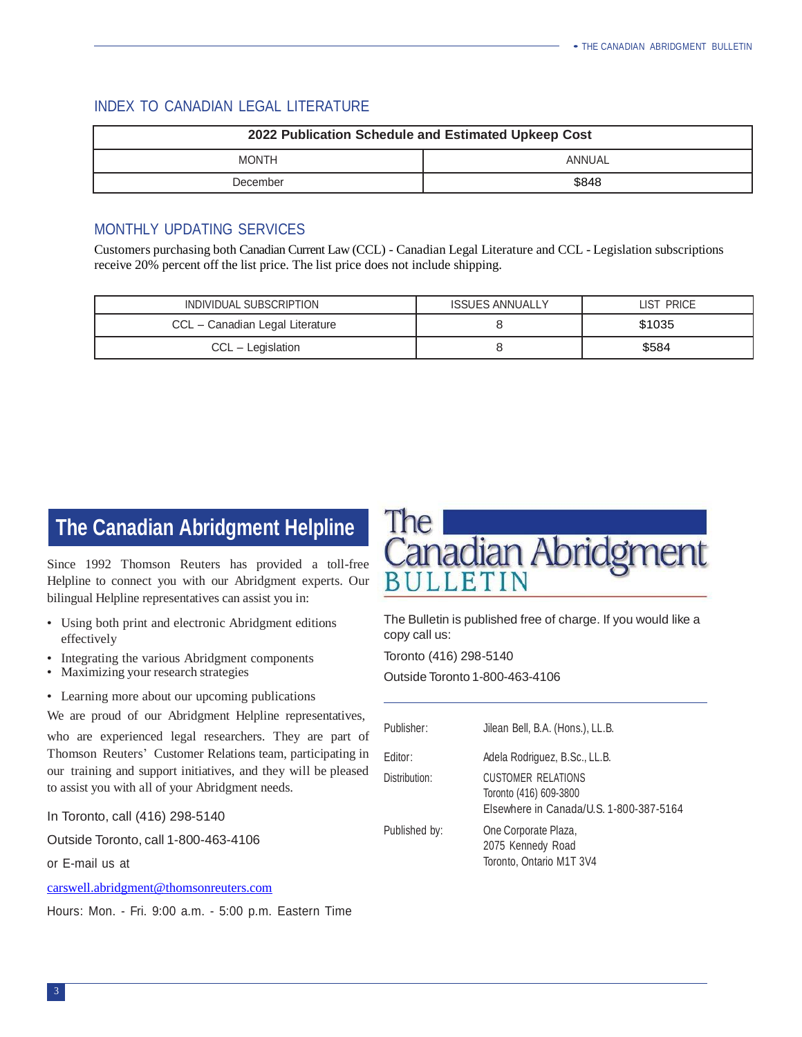## INDEX TO CANADIAN LEGAL LITERATURE

| 2022 Publication Schedule and Estimated Upkeep Cost | |
|---|---|
| MONTH | ANNUAL |
| December | $848 |

## MONTHLY UPDATING SERVICES

Customers purchasing both Canadian Current Law (CCL) - Canadian Legal Literature and CCL - Legislation subscriptions receive 20% percent off the list price. The list price does not include shipping.

| INDIVIDUAL SUBSCRIPTION | ISSUES ANNUALLY | LIST PRICE |
|---|---|---|
| CCL – Canadian Legal Literature | 8 | $1035 |
| CCL – Legislation | 8 | $584 |

## The Canadian Abridgment Helpline

Since 1992 Thomson Reuters has provided a toll-free Helpline to connect you with our Abridgment experts. Our bilingual Helpline representatives can assist you in:

- Using both print and electronic Abridgment editions effectively
- Integrating the various Abridgment components
- Maximizing your research strategies
- Learning more about our upcoming publications

We are proud of our Abridgment Helpline representatives, who are experienced legal researchers. They are part of Thomson Reuters' Customer Relations team, participating in our training and support initiatives, and they will be pleased to assist you with all of your Abridgment needs.

In Toronto, call (416) 298-5140

Outside Toronto, call 1-800-463-4106

or E-mail us at

carswell.abridgment@thomsonreuters.com

Hours: Mon. - Fri. 9:00 a.m. - 5:00 p.m. Eastern Time

## The Canadian Abridgment BULLETIN

The Bulletin is published free of charge. If you would like a copy call us:

Toronto (416) 298-5140

Outside Toronto 1-800-463-4106

| | |
|---|---|
| Publisher: | Jilean Bell, B.A. (Hons.), LL.B. |
| Editor: | Adela Rodriguez, B.Sc., LL.B. |
| Distribution: | CUSTOMER RELATIONS<br>Toronto (416) 609-3800<br>Elsewhere in Canada/U.S. 1-800-387-5164 |
| Published by: | One Corporate Plaza,<br>2075 Kennedy Road<br>Toronto, Ontario M1T 3V4 |